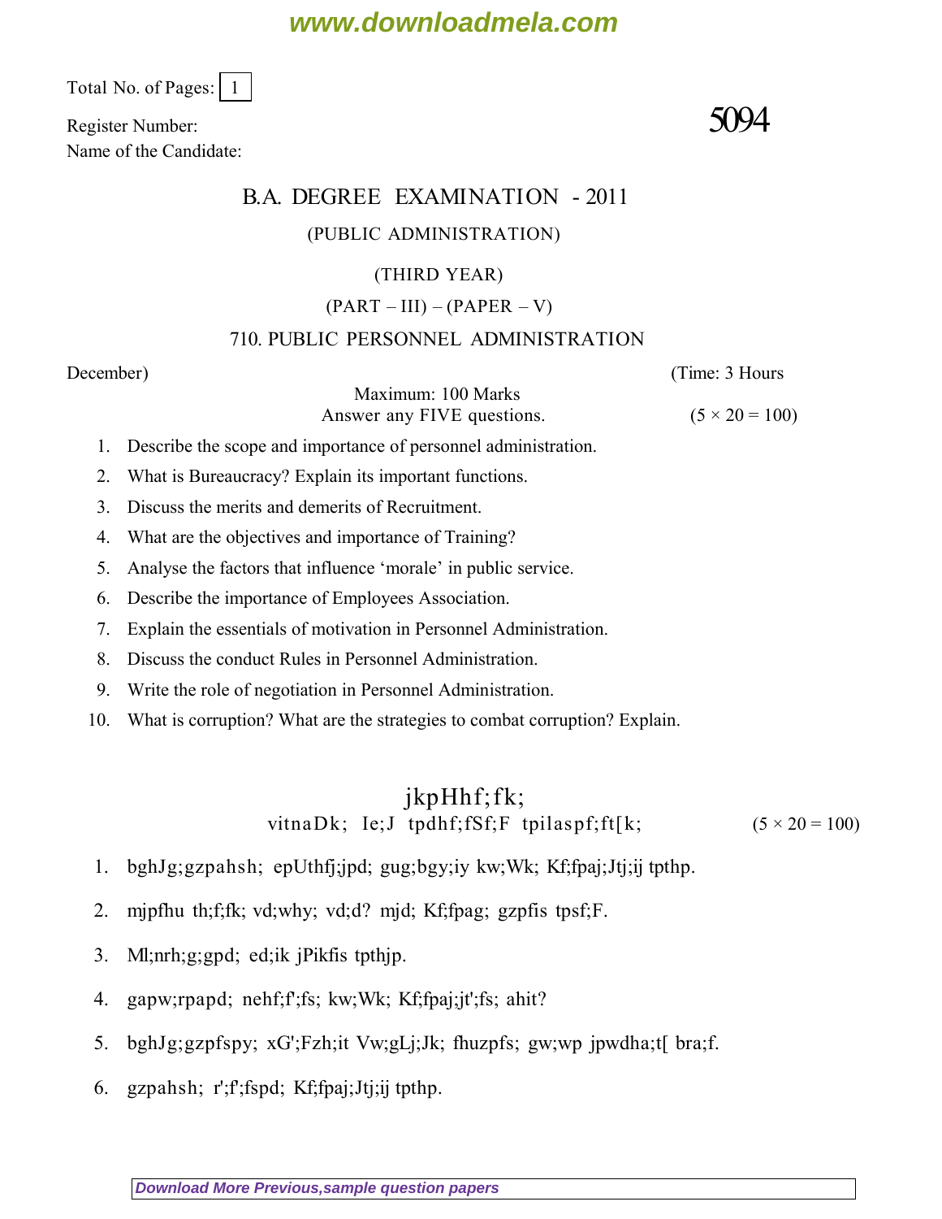Total No. of Pages: 1

Register Number:

Name of the Candidate:

**5094**

# B.A. DEGREE EXAMINATION - 2011

## (PUBLIC ADMINISTRATION)

### (THIRD YEAR)

### (PART – III) – (PAPER – V)

### 710. PUBLIC PERSONNEL ADMINISTRATION

December) (Time: 3 Hours

Maximum: 100 Marks

Answer any FIVE questions. (5 × 20 = 100)

1. Describe the scope and importance of personnel administration.
2. What is Bureaucracy? Explain its important functions.
3. Discuss the merits and demerits of Recruitment.
4. What are the objectives and importance of Training?
5. Analyse the factors that influence 'morale' in public service.
6. Describe the importance of Employees Association.
7. Explain the essentials of motivation in Personnel Administration.
8. Discuss the conduct Rules in Personnel Administration.
9. Write the role of negotiation in Personnel Administration.
10. What is corruption? What are the strategies to combat corruption? Explain.

jkpHhf;fk;

vitnaDk; Ie;J tpdhf;fSf;F tpilaspf;ft[k; (5 × 20 = 100)

1. bghJg;gzpahsh; epUthfj;jpd; gug;bgy;iy kw;Wk; Kf;fpaj;Jtj;ij tpthp.
2. mjpfhu th;f;fk; vd;why; vd;d? mjd; Kf;fpag; gzpfis tpsf;F.
3. Ml;nrh;g;gpd; ed;ik jPikfis tpthjp.
4. gapw;rpapd; nehf;f';fs; kw;Wk; Kf;fpaj;jt';fs; ahit?
5. bghJg;gzpfspy; xG';Fzh;it Vw;gLj;Jk; fhuzpfs; gw;wp jpwdha;t[ bra;f.
6. gzpahsh; r';f';fspd; Kf;fpaj;Jtj;ij tpthp.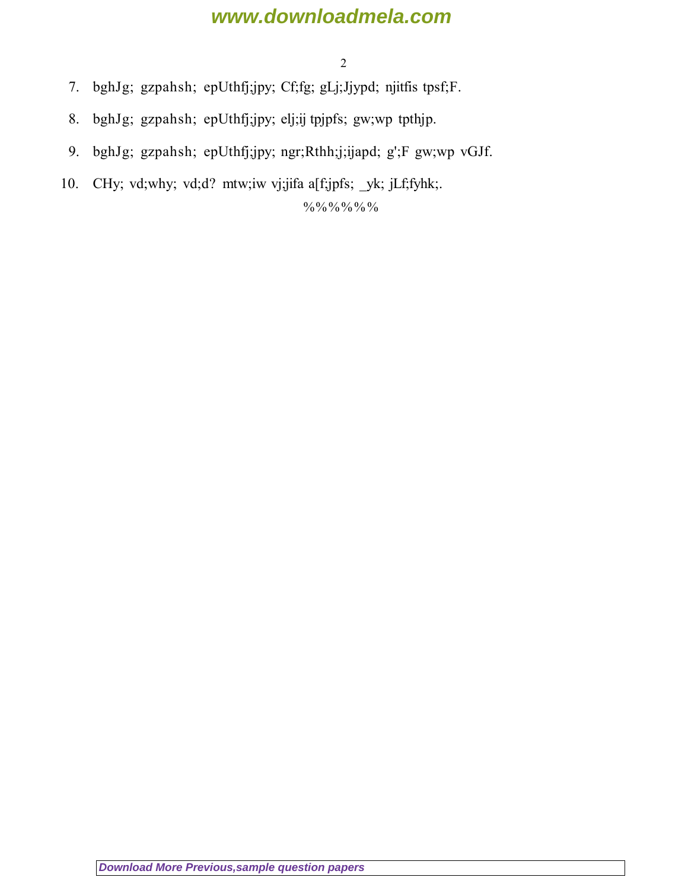7. bghJg; gzpahsh; epUthfj;jpy; Cf;fg; gLj;Jjypd; njitfis tpsf;F.

8. bghJg; gzpahsh; epUthfj;jpy; elj;ij tpjpfs; gw;wp tpthjp.

9. bghJg; gzpahsh; epUthfj;jpy; ngr;Rthh;j;ijapd; g';F gw;wp vGJf.

10. CHy; vd;why; vd;d? mtw;iw vj;jifa a[f;jpfs; _yk; jLf;fyhk;.

%%%%%%